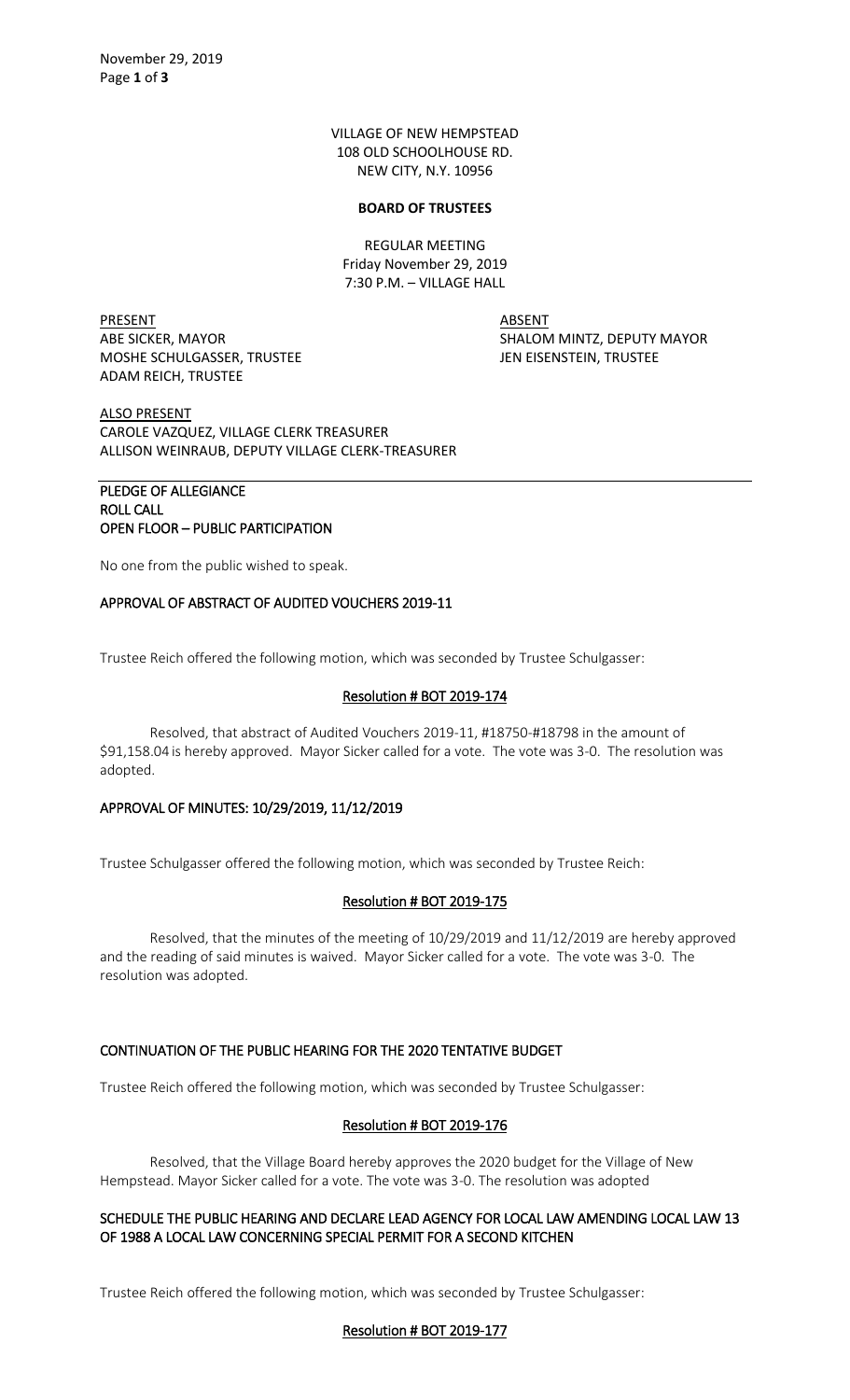VILLAGE OF NEW HEMPSTEAD
108 OLD SCHOOLHOUSE RD.
NEW CITY, N.Y. 10956

**BOARD OF TRUSTEES**

REGULAR MEETING
Friday November 29, 2019
7:30 P.M. – VILLAGE HALL

| PRESENT | ABSENT |
|---|---|
| ABE SICKER, MAYOR | SHALOM MINTZ, DEPUTY MAYOR |
| MOSHE SCHULGASSER, TRUSTEE | JEN EISENSTEIN, TRUSTEE |
| ADAM REICH, TRUSTEE | |

ALSO PRESENT
CAROLE VAZQUEZ, VILLAGE CLERK TREASURER
ALLISON WEINRAUB, DEPUTY VILLAGE CLERK-TREASURER

**PLEDGE OF ALLEGIANCE**
**ROLL CALL**
**OPEN FLOOR – PUBLIC PARTICIPATION**

No one from the public wished to speak.

**APPROVAL OF ABSTRACT OF AUDITED VOUCHERS 2019-11**

Trustee Reich offered the following motion, which was seconded by Trustee Schulgasser:

**Resolution # BOT 2019-174**

Resolved, that abstract of Audited Vouchers 2019-11, #18750-#18798 in the amount of $91,158.04 is hereby approved. Mayor Sicker called for a vote. The vote was 3-0. The resolution was adopted.

**APPROVAL OF MINUTES: 10/29/2019, 11/12/2019**

Trustee Schulgasser offered the following motion, which was seconded by Trustee Reich:

**Resolution # BOT 2019-175**

Resolved, that the minutes of the meeting of 10/29/2019 and 11/12/2019 are hereby approved and the reading of said minutes is waived. Mayor Sicker called for a vote. The vote was 3-0. The resolution was adopted.

**CONTINUATION OF THE PUBLIC HEARING FOR THE 2020 TENTATIVE BUDGET**

Trustee Reich offered the following motion, which was seconded by Trustee Schulgasser:

**Resolution # BOT 2019-176**

Resolved, that the Village Board hereby approves the 2020 budget for the Village of New Hempstead. Mayor Sicker called for a vote. The vote was 3-0. The resolution was adopted

**SCHEDULE THE PUBLIC HEARING AND DECLARE LEAD AGENCY FOR LOCAL LAW AMENDING LOCAL LAW 13 OF 1988 A LOCAL LAW CONCERNING SPECIAL PERMIT FOR A SECOND KITCHEN**

Trustee Reich offered the following motion, which was seconded by Trustee Schulgasser:

**Resolution # BOT 2019-177**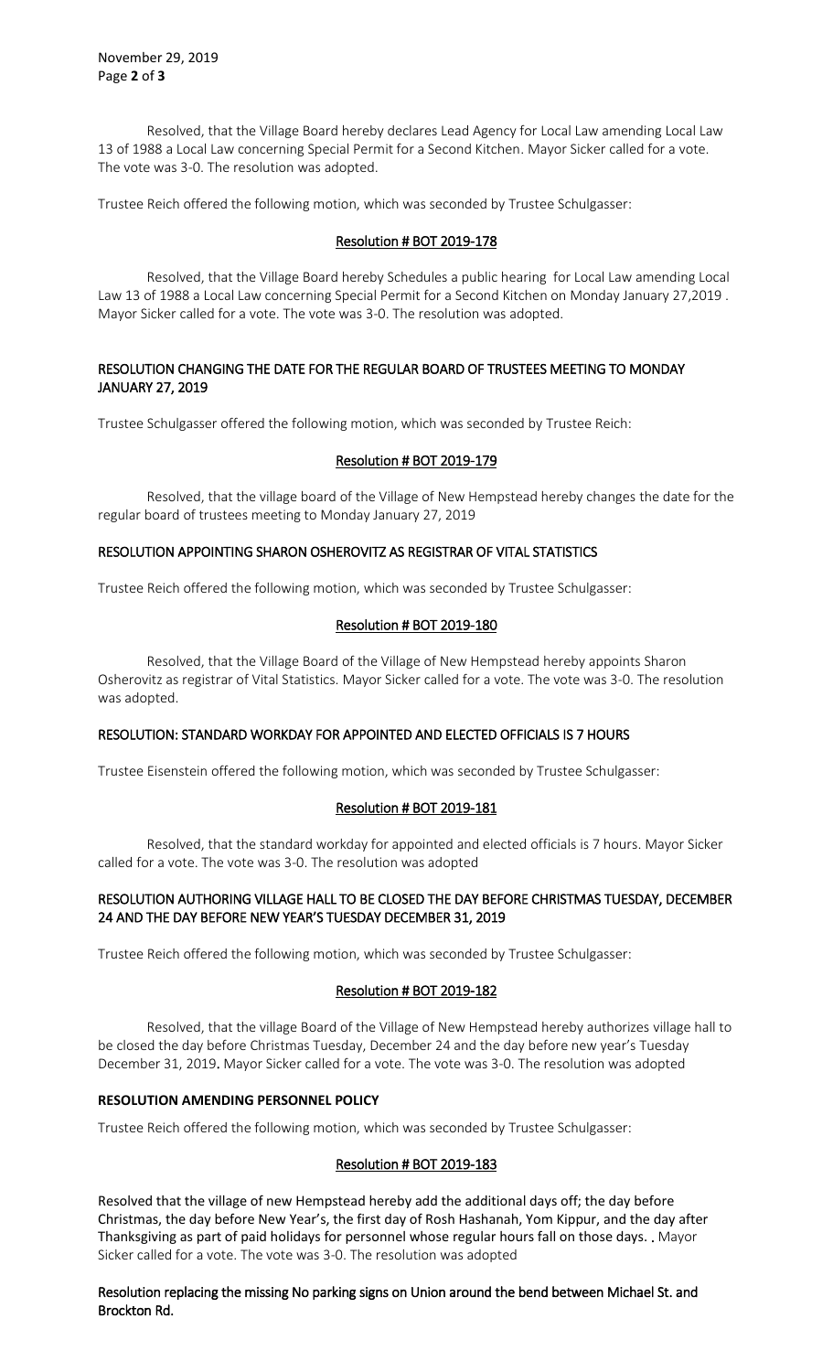Resolved, that the Village Board hereby declares Lead Agency for Local Law amending Local Law 13 of 1988 a Local Law concerning Special Permit for a Second Kitchen. Mayor Sicker called for a vote. The vote was 3-0. The resolution was adopted.

Trustee Reich offered the following motion, which was seconded by Trustee Schulgasser:

Resolution # BOT 2019-178

Resolved, that the Village Board hereby Schedules a public hearing for Local Law amending Local Law 13 of 1988 a Local Law concerning Special Permit for a Second Kitchen on Monday January 27,2019 . Mayor Sicker called for a vote. The vote was 3-0. The resolution was adopted.

## RESOLUTION CHANGING THE DATE FOR THE REGULAR BOARD OF TRUSTEES MEETING TO MONDAY JANUARY 27, 2019

Trustee Schulgasser offered the following motion, which was seconded by Trustee Reich:

Resolution # BOT 2019-179

Resolved, that the village board of the Village of New Hempstead hereby changes the date for the regular board of trustees meeting to Monday January 27, 2019

## RESOLUTION APPOINTING SHARON OSHEROVITZ AS REGISTRAR OF VITAL STATISTICS

Trustee Reich offered the following motion, which was seconded by Trustee Schulgasser:

Resolution # BOT 2019-180

Resolved, that the Village Board of the Village of New Hempstead hereby appoints Sharon Osherovitz as registrar of Vital Statistics. Mayor Sicker called for a vote. The vote was 3-0. The resolution was adopted.

## RESOLUTION: STANDARD WORKDAY FOR APPOINTED AND ELECTED OFFICIALS IS 7 HOURS

Trustee Eisenstein offered the following motion, which was seconded by Trustee Schulgasser:

Resolution # BOT 2019-181

Resolved, that the standard workday for appointed and elected officials is 7 hours. Mayor Sicker called for a vote. The vote was 3-0. The resolution was adopted

## RESOLUTION AUTHORING VILLAGE HALL TO BE CLOSED THE DAY BEFORE CHRISTMAS TUESDAY, DECEMBER 24 AND THE DAY BEFORE NEW YEAR'S TUESDAY DECEMBER 31, 2019

Trustee Reich offered the following motion, which was seconded by Trustee Schulgasser:

Resolution # BOT 2019-182

Resolved, that the village Board of the Village of New Hempstead hereby authorizes village hall to be closed the day before Christmas Tuesday, December 24 and the day before new year's Tuesday December 31, 2019**.** Mayor Sicker called for a vote. The vote was 3-0. The resolution was adopted

## RESOLUTION AMENDING PERSONNEL POLICY

Trustee Reich offered the following motion, which was seconded by Trustee Schulgasser:

Resolution # BOT 2019-183

Resolved that the village of new Hempstead hereby add the additional days off; the day before Christmas, the day before New Year's, the first day of Rosh Hashanah, Yom Kippur, and the day after Thanksgiving as part of paid holidays for personnel whose regular hours fall on those days. . Mayor Sicker called for a vote. The vote was 3-0. The resolution was adopted

## Resolution replacing the missing No parking signs on Union around the bend between Michael St. and Brockton Rd.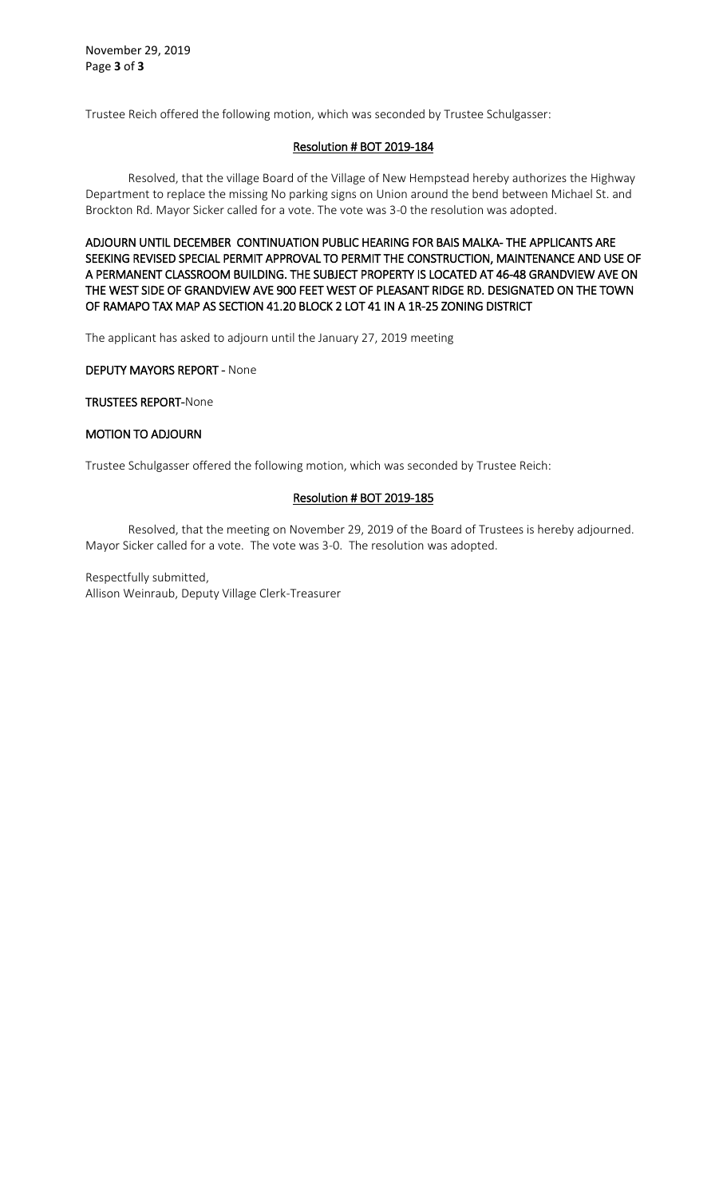Trustee Reich offered the following motion, which was seconded by Trustee Schulgasser:

**Resolution # BOT 2019-184**

Resolved, that the village Board of the Village of New Hempstead hereby authorizes the Highway Department to replace the missing No parking signs on Union around the bend between Michael St. and Brockton Rd. Mayor Sicker called for a vote. The vote was 3-0 the resolution was adopted.

**ADJOURN UNTIL DECEMBER CONTINUATION PUBLIC HEARING FOR BAIS MALKA- THE APPLICANTS ARE SEEKING REVISED SPECIAL PERMIT APPROVAL TO PERMIT THE CONSTRUCTION, MAINTENANCE AND USE OF A PERMANENT CLASSROOM BUILDING. THE SUBJECT PROPERTY IS LOCATED AT 46-48 GRANDVIEW AVE ON THE WEST SIDE OF GRANDVIEW AVE 900 FEET WEST OF PLEASANT RIDGE RD. DESIGNATED ON THE TOWN OF RAMAPO TAX MAP AS SECTION 41.20 BLOCK 2 LOT 41 IN A 1R-25 ZONING DISTRICT**

The applicant has asked to adjourn until the January 27, 2019 meeting

**DEPUTY MAYORS REPORT** - None

**TRUSTEES REPORT**-None

**MOTION TO ADJOURN**

Trustee Schulgasser offered the following motion, which was seconded by Trustee Reich:

**Resolution # BOT 2019-185**

Resolved, that the meeting on November 29, 2019 of the Board of Trustees is hereby adjourned. Mayor Sicker called for a vote. The vote was 3-0. The resolution was adopted.

Respectfully submitted,
Allison Weinraub, Deputy Village Clerk-Treasurer